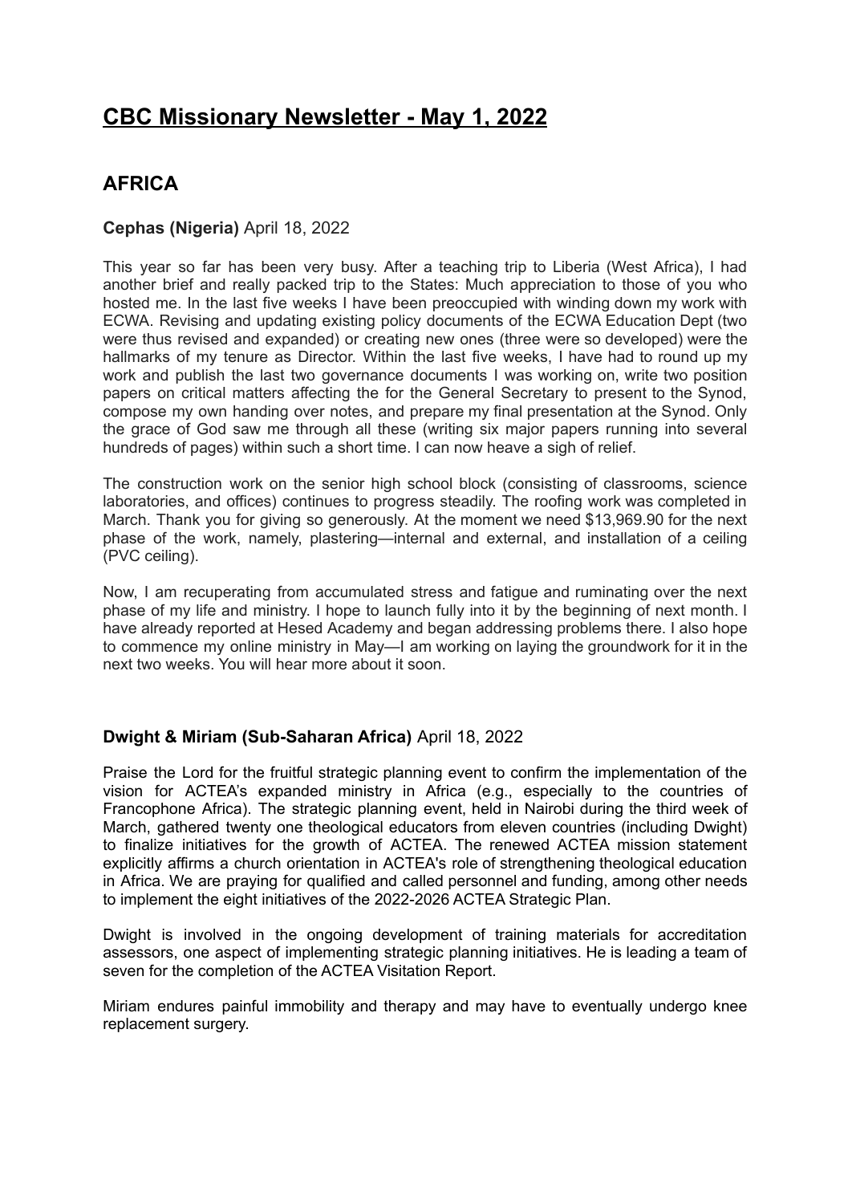# CBC Missionary Newsletter - May 1, 2022

## AFRICA

**Cephas (Nigeria)** April 18, 2022

This year so far has been very busy. After a teaching trip to Liberia (West Africa), I had another brief and really packed trip to the States: Much appreciation to those of you who hosted me. In the last five weeks I have been preoccupied with winding down my work with ECWA. Revising and updating existing policy documents of the ECWA Education Dept (two were thus revised and expanded) or creating new ones (three were so developed) were the hallmarks of my tenure as Director. Within the last five weeks, I have had to round up my work and publish the last two governance documents I was working on, write two position papers on critical matters affecting the for the General Secretary to present to the Synod, compose my own handing over notes, and prepare my final presentation at the Synod. Only the grace of God saw me through all these (writing six major papers running into several hundreds of pages) within such a short time. I can now heave a sigh of relief.

The construction work on the senior high school block (consisting of classrooms, science laboratories, and offices) continues to progress steadily. The roofing work was completed in March. Thank you for giving so generously. At the moment we need $13,969.90 for the next phase of the work, namely, plastering—internal and external, and installation of a ceiling (PVC ceiling).

Now, I am recuperating from accumulated stress and fatigue and ruminating over the next phase of my life and ministry. I hope to launch fully into it by the beginning of next month. I have already reported at Hesed Academy and began addressing problems there. I also hope to commence my online ministry in May—I am working on laying the groundwork for it in the next two weeks. You will hear more about it soon.

**Dwight & Miriam (Sub-Saharan Africa)** April 18, 2022

Praise the Lord for the fruitful strategic planning event to confirm the implementation of the vision for ACTEA's expanded ministry in Africa (e.g., especially to the countries of Francophone Africa). The strategic planning event, held in Nairobi during the third week of March, gathered twenty one theological educators from eleven countries (including Dwight) to finalize initiatives for the growth of ACTEA. The renewed ACTEA mission statement explicitly affirms a church orientation in ACTEA's role of strengthening theological education in Africa. We are praying for qualified and called personnel and funding, among other needs to implement the eight initiatives of the 2022-2026 ACTEA Strategic Plan.

Dwight is involved in the ongoing development of training materials for accreditation assessors, one aspect of implementing strategic planning initiatives. He is leading a team of seven for the completion of the ACTEA Visitation Report.

Miriam endures painful immobility and therapy and may have to eventually undergo knee replacement surgery.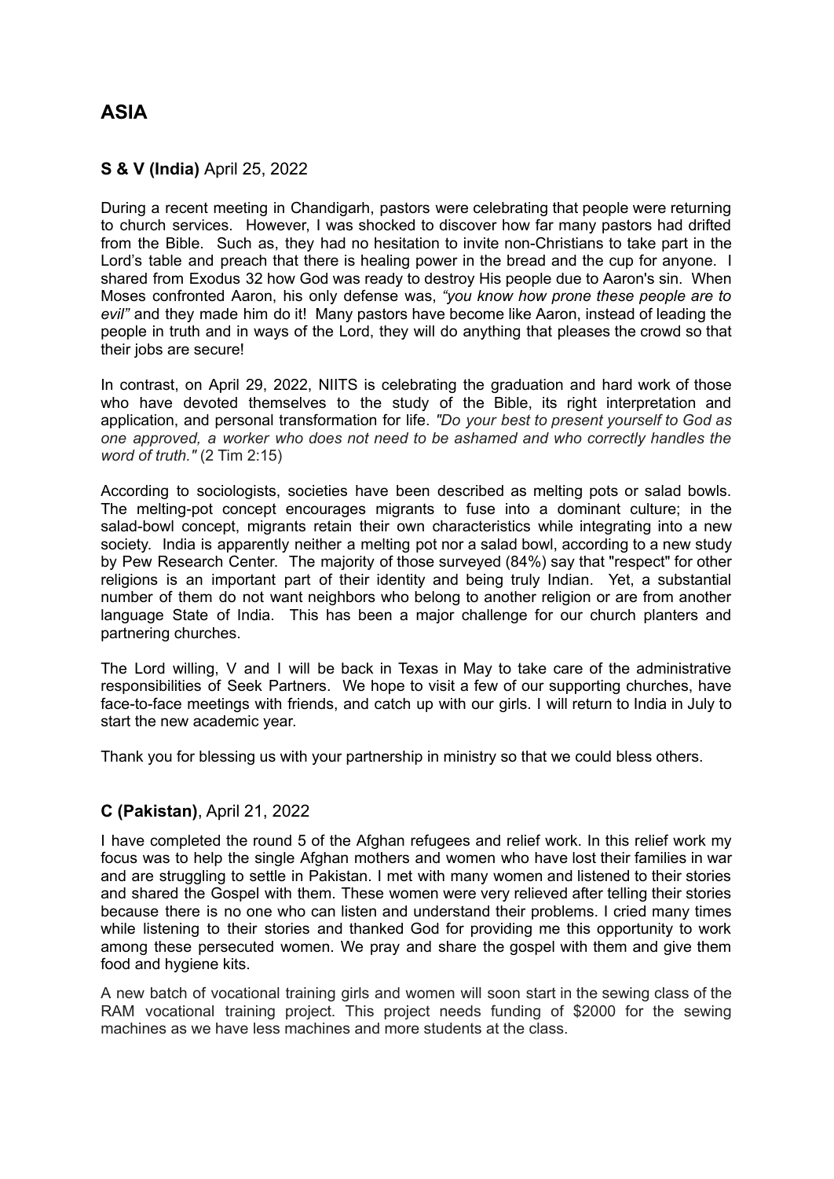# ASIA

### **S & V (India)** April 25, 2022

During a recent meeting in Chandigarh, pastors were celebrating that people were returning to church services. However, I was shocked to discover how far many pastors had drifted from the Bible. Such as, they had no hesitation to invite non-Christians to take part in the Lord's table and preach that there is healing power in the bread and the cup for anyone. I shared from Exodus 32 how God was ready to destroy His people due to Aaron's sin. When Moses confronted Aaron, his only defense was, *"you know how prone these people are to evil"* and they made him do it! Many pastors have become like Aaron, instead of leading the people in truth and in ways of the Lord, they will do anything that pleases the crowd so that their jobs are secure!

In contrast, on April 29, 2022, NIITS is celebrating the graduation and hard work of those who have devoted themselves to the study of the Bible, its right interpretation and application, and personal transformation for life. *"Do your best to present yourself to God as one approved, a worker who does not need to be ashamed and who correctly handles the word of truth."* (2 Tim 2:15)

According to sociologists, societies have been described as melting pots or salad bowls. The melting-pot concept encourages migrants to fuse into a dominant culture; in the salad-bowl concept, migrants retain their own characteristics while integrating into a new society. India is apparently neither a melting pot nor a salad bowl, according to a new study by Pew Research Center. The majority of those surveyed (84%) say that "respect" for other religions is an important part of their identity and being truly Indian. Yet, a substantial number of them do not want neighbors who belong to another religion or are from another language State of India. This has been a major challenge for our church planters and partnering churches.

The Lord willing, V and I will be back in Texas in May to take care of the administrative responsibilities of Seek Partners. We hope to visit a few of our supporting churches, have face-to-face meetings with friends, and catch up with our girls. I will return to India in July to start the new academic year.

Thank you for blessing us with your partnership in ministry so that we could bless others.

### **C (Pakistan)**, April 21, 2022

I have completed the round 5 of the Afghan refugees and relief work. In this relief work my focus was to help the single Afghan mothers and women who have lost their families in war and are struggling to settle in Pakistan. I met with many women and listened to their stories and shared the Gospel with them. These women were very relieved after telling their stories because there is no one who can listen and understand their problems. I cried many times while listening to their stories and thanked God for providing me this opportunity to work among these persecuted women. We pray and share the gospel with them and give them food and hygiene kits.

A new batch of vocational training girls and women will soon start in the sewing class of the RAM vocational training project. This project needs funding of $2000 for the sewing machines as we have less machines and more students at the class.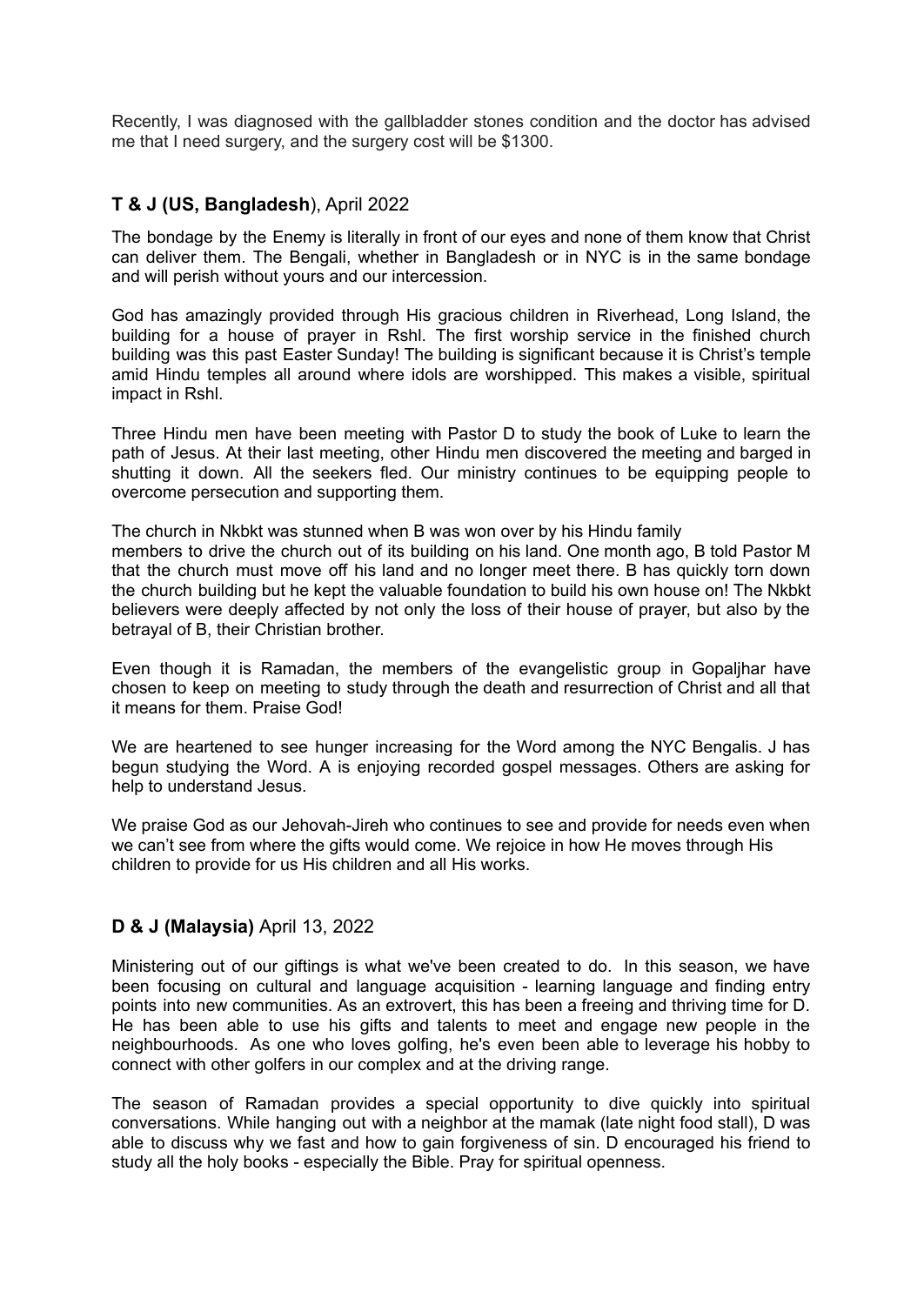Recently, I was diagnosed with the gallbladder stones condition and the doctor has advised me that I need surgery, and the surgery cost will be $1300.

### **T & J (US, Bangladesh**), April 2022

The bondage by the Enemy is literally in front of our eyes and none of them know that Christ can deliver them. The Bengali, whether in Bangladesh or in NYC is in the same bondage and will perish without yours and our intercession.

God has amazingly provided through His gracious children in Riverhead, Long Island, the building for a house of prayer in Rshl. The first worship service in the finished church building was this past Easter Sunday! The building is significant because it is Christ's temple amid Hindu temples all around where idols are worshipped. This makes a visible, spiritual impact in Rshl.

Three Hindu men have been meeting with Pastor D to study the book of Luke to learn the path of Jesus. At their last meeting, other Hindu men discovered the meeting and barged in shutting it down. All the seekers fled. Our ministry continues to be equipping people to overcome persecution and supporting them.

The church in Nkbkt was stunned when B was won over by his Hindu family members to drive the church out of its building on his land. One month ago, B told Pastor M that the church must move off his land and no longer meet there. B has quickly torn down the church building but he kept the valuable foundation to build his own house on! The Nkbkt believers were deeply affected by not only the loss of their house of prayer, but also by the betrayal of B, their Christian brother.

Even though it is Ramadan, the members of the evangelistic group in Gopaljhar have chosen to keep on meeting to study through the death and resurrection of Christ and all that it means for them. Praise God!

We are heartened to see hunger increasing for the Word among the NYC Bengalis. J has begun studying the Word. A is enjoying recorded gospel messages. Others are asking for help to understand Jesus.

We praise God as our Jehovah-Jireh who continues to see and provide for needs even when we can't see from where the gifts would come. We rejoice in how He moves through His children to provide for us His children and all His works.

### **D & J (Malaysia)** April 13, 2022

Ministering out of our giftings is what we've been created to do. In this season, we have been focusing on cultural and language acquisition - learning language and finding entry points into new communities. As an extrovert, this has been a freeing and thriving time for D. He has been able to use his gifts and talents to meet and engage new people in the neighbourhoods. As one who loves golfing, he's even been able to leverage his hobby to connect with other golfers in our complex and at the driving range.

The season of Ramadan provides a special opportunity to dive quickly into spiritual conversations. While hanging out with a neighbor at the mamak (late night food stall), D was able to discuss why we fast and how to gain forgiveness of sin. D encouraged his friend to study all the holy books - especially the Bible. Pray for spiritual openness.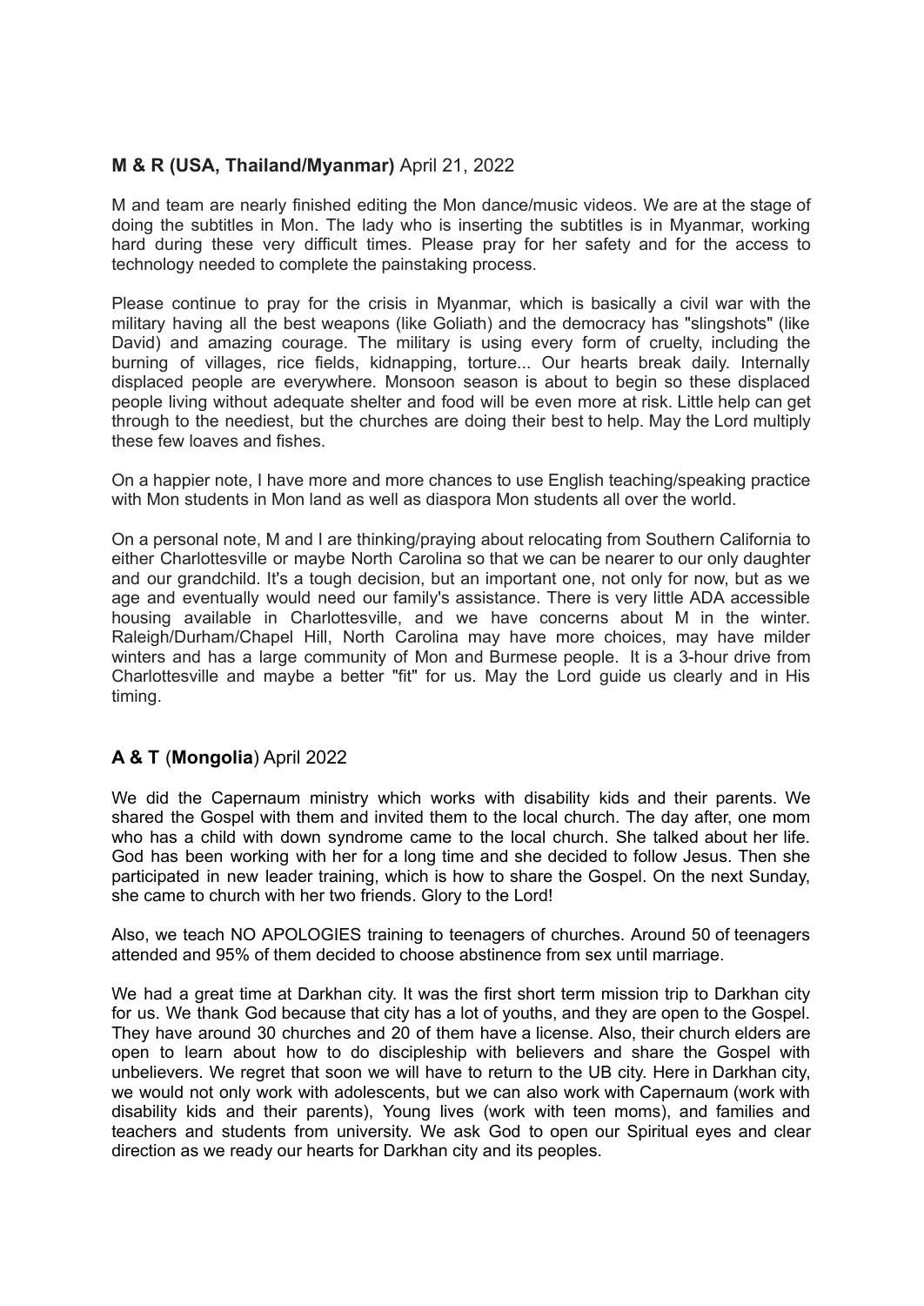**M & R (USA, Thailand/Myanmar)** April 21, 2022

M and team are nearly finished editing the Mon dance/music videos. We are at the stage of doing the subtitles in Mon. The lady who is inserting the subtitles is in Myanmar, working hard during these very difficult times. Please pray for her safety and for the access to technology needed to complete the painstaking process.

Please continue to pray for the crisis in Myanmar, which is basically a civil war with the military having all the best weapons (like Goliath) and the democracy has "slingshots" (like David) and amazing courage. The military is using every form of cruelty, including the burning of villages, rice fields, kidnapping, torture... Our hearts break daily. Internally displaced people are everywhere. Monsoon season is about to begin so these displaced people living without adequate shelter and food will be even more at risk. Little help can get through to the neediest, but the churches are doing their best to help. May the Lord multiply these few loaves and fishes.

On a happier note, I have more and more chances to use English teaching/speaking practice with Mon students in Mon land as well as diaspora Mon students all over the world.

On a personal note, M and I are thinking/praying about relocating from Southern California to either Charlottesville or maybe North Carolina so that we can be nearer to our only daughter and our grandchild. It's a tough decision, but an important one, not only for now, but as we age and eventually would need our family's assistance. There is very little ADA accessible housing available in Charlottesville, and we have concerns about M in the winter. Raleigh/Durham/Chapel Hill, North Carolina may have more choices, may have milder winters and has a large community of Mon and Burmese people. It is a 3-hour drive from Charlottesville and maybe a better "fit" for us. May the Lord guide us clearly and in His timing.

**A & T** (**Mongolia**) April 2022

We did the Capernaum ministry which works with disability kids and their parents. We shared the Gospel with them and invited them to the local church. The day after, one mom who has a child with down syndrome came to the local church. She talked about her life. God has been working with her for a long time and she decided to follow Jesus. Then she participated in new leader training, which is how to share the Gospel. On the next Sunday, she came to church with her two friends. Glory to the Lord!

Also, we teach NO APOLOGIES training to teenagers of churches. Around 50 of teenagers attended and 95% of them decided to choose abstinence from sex until marriage.

We had a great time at Darkhan city. It was the first short term mission trip to Darkhan city for us. We thank God because that city has a lot of youths, and they are open to the Gospel. They have around 30 churches and 20 of them have a license. Also, their church elders are open to learn about how to do discipleship with believers and share the Gospel with unbelievers. We regret that soon we will have to return to the UB city. Here in Darkhan city, we would not only work with adolescents, but we can also work with Capernaum (work with disability kids and their parents), Young lives (work with teen moms), and families and teachers and students from university. We ask God to open our Spiritual eyes and clear direction as we ready our hearts for Darkhan city and its peoples.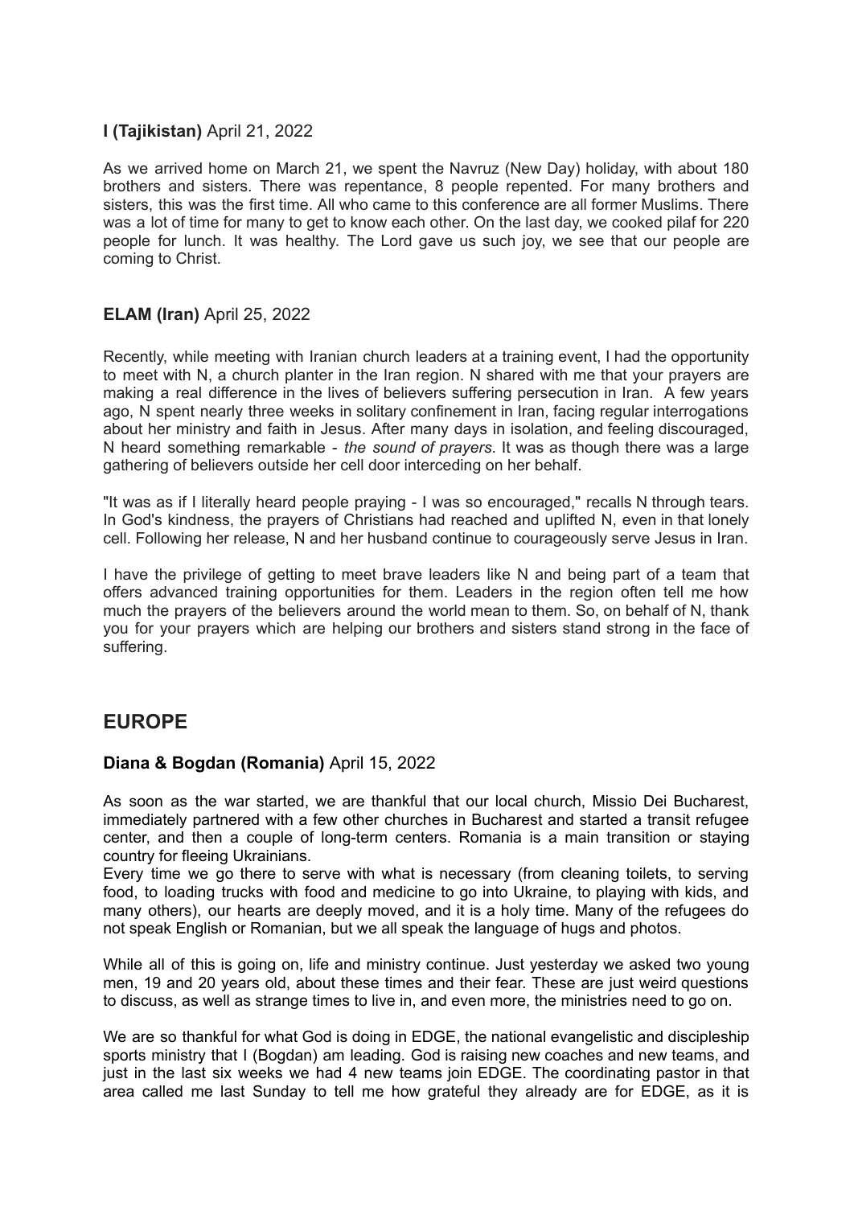**I (Tajikistan)** April 21, 2022

As we arrived home on March 21, we spent the Navruz (New Day) holiday, with about 180 brothers and sisters. There was repentance, 8 people repented. For many brothers and sisters, this was the first time. All who came to this conference are all former Muslims. There was a lot of time for many to get to know each other. On the last day, we cooked pilaf for 220 people for lunch. It was healthy. The Lord gave us such joy, we see that our people are coming to Christ.

**ELAM (Iran)** April 25, 2022

Recently, while meeting with Iranian church leaders at a training event, I had the opportunity to meet with N, a church planter in the Iran region. N shared with me that your prayers are making a real difference in the lives of believers suffering persecution in Iran. A few years ago, N spent nearly three weeks in solitary confinement in Iran, facing regular interrogations about her ministry and faith in Jesus. After many days in isolation, and feeling discouraged, N heard something remarkable - *the sound of prayers*. It was as though there was a large gathering of believers outside her cell door interceding on her behalf.

"It was as if I literally heard people praying - I was so encouraged," recalls N through tears. In God's kindness, the prayers of Christians had reached and uplifted N, even in that lonely cell. Following her release, N and her husband continue to courageously serve Jesus in Iran.

I have the privilege of getting to meet brave leaders like N and being part of a team that offers advanced training opportunities for them. Leaders in the region often tell me how much the prayers of the believers around the world mean to them. So, on behalf of N, thank you for your prayers which are helping our brothers and sisters stand strong in the face of suffering.

## EUROPE

**Diana & Bogdan (Romania)** April 15, 2022

As soon as the war started, we are thankful that our local church, Missio Dei Bucharest, immediately partnered with a few other churches in Bucharest and started a transit refugee center, and then a couple of long-term centers. Romania is a main transition or staying country for fleeing Ukrainians.
Every time we go there to serve with what is necessary (from cleaning toilets, to serving food, to loading trucks with food and medicine to go into Ukraine, to playing with kids, and many others), our hearts are deeply moved, and it is a holy time. Many of the refugees do not speak English or Romanian, but we all speak the language of hugs and photos.

While all of this is going on, life and ministry continue. Just yesterday we asked two young men, 19 and 20 years old, about these times and their fear. These are just weird questions to discuss, as well as strange times to live in, and even more, the ministries need to go on.

We are so thankful for what God is doing in EDGE, the national evangelistic and discipleship sports ministry that I (Bogdan) am leading. God is raising new coaches and new teams, and just in the last six weeks we had 4 new teams join EDGE. The coordinating pastor in that area called me last Sunday to tell me how grateful they already are for EDGE, as it is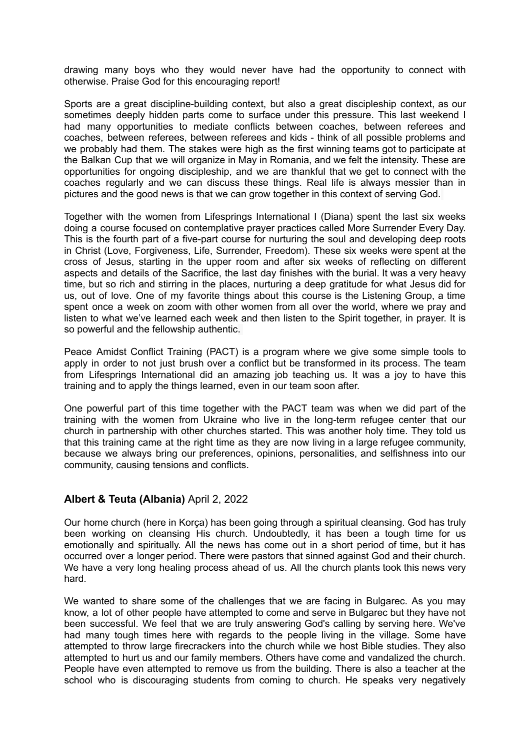drawing many boys who they would never have had the opportunity to connect with otherwise. Praise God for this encouraging report!

Sports are a great discipline-building context, but also a great discipleship context, as our sometimes deeply hidden parts come to surface under this pressure. This last weekend I had many opportunities to mediate conflicts between coaches, between referees and coaches, between referees, between referees and kids - think of all possible problems and we probably had them. The stakes were high as the first winning teams got to participate at the Balkan Cup that we will organize in May in Romania, and we felt the intensity. These are opportunities for ongoing discipleship, and we are thankful that we get to connect with the coaches regularly and we can discuss these things. Real life is always messier than in pictures and the good news is that we can grow together in this context of serving God.

Together with the women from Lifesprings International I (Diana) spent the last six weeks doing a course focused on contemplative prayer practices called More Surrender Every Day. This is the fourth part of a five-part course for nurturing the soul and developing deep roots in Christ (Love, Forgiveness, Life, Surrender, Freedom). These six weeks were spent at the cross of Jesus, starting in the upper room and after six weeks of reflecting on different aspects and details of the Sacrifice, the last day finishes with the burial. It was a very heavy time, but so rich and stirring in the places, nurturing a deep gratitude for what Jesus did for us, out of love. One of my favorite things about this course is the Listening Group, a time spent once a week on zoom with other women from all over the world, where we pray and listen to what we've learned each week and then listen to the Spirit together, in prayer. It is so powerful and the fellowship authentic.

Peace Amidst Conflict Training (PACT) is a program where we give some simple tools to apply in order to not just brush over a conflict but be transformed in its process. The team from Lifesprings International did an amazing job teaching us. It was a joy to have this training and to apply the things learned, even in our team soon after.

One powerful part of this time together with the PACT team was when we did part of the training with the women from Ukraine who live in the long-term refugee center that our church in partnership with other churches started. This was another holy time. They told us that this training came at the right time as they are now living in a large refugee community, because we always bring our preferences, opinions, personalities, and selfishness into our community, causing tensions and conflicts.

### **Albert & Teuta (Albania)** April 2, 2022

Our home church (here in Korça) has been going through a spiritual cleansing. God has truly been working on cleansing His church. Undoubtedly, it has been a tough time for us emotionally and spiritually. All the news has come out in a short period of time, but it has occurred over a longer period. There were pastors that sinned against God and their church. We have a very long healing process ahead of us. All the church plants took this news very hard.

We wanted to share some of the challenges that we are facing in Bulgarec. As you may know, a lot of other people have attempted to come and serve in Bulgarec but they have not been successful. We feel that we are truly answering God's calling by serving here. We've had many tough times here with regards to the people living in the village. Some have attempted to throw large firecrackers into the church while we host Bible studies. They also attempted to hurt us and our family members. Others have come and vandalized the church. People have even attempted to remove us from the building. There is also a teacher at the school who is discouraging students from coming to church. He speaks very negatively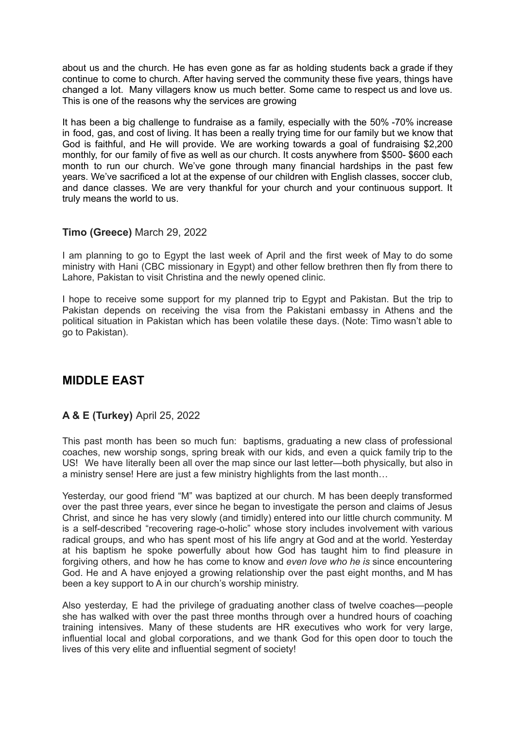about us and the church. He has even gone as far as holding students back a grade if they continue to come to church. After having served the community these five years, things have changed a lot. Many villagers know us much better. Some came to respect us and love us. This is one of the reasons why the services are growing

It has been a big challenge to fundraise as a family, especially with the 50% -70% increase in food, gas, and cost of living. It has been a really trying time for our family but we know that God is faithful, and He will provide. We are working towards a goal of fundraising $2,200 monthly, for our family of five as well as our church. It costs anywhere from $500- $600 each month to run our church. We've gone through many financial hardships in the past few years. We've sacrificed a lot at the expense of our children with English classes, soccer club, and dance classes. We are very thankful for your church and your continuous support. It truly means the world to us.

**Timo (Greece)** March 29, 2022

I am planning to go to Egypt the last week of April and the first week of May to do some ministry with Hani (CBC missionary in Egypt) and other fellow brethren then fly from there to Lahore, Pakistan to visit Christina and the newly opened clinic.

I hope to receive some support for my planned trip to Egypt and Pakistan. But the trip to Pakistan depends on receiving the visa from the Pakistani embassy in Athens and the political situation in Pakistan which has been volatile these days. (Note: Timo wasn't able to go to Pakistan).

## MIDDLE EAST

### A & E (Turkey) April 25, 2022

This past month has been so much fun: baptisms, graduating a new class of professional coaches, new worship songs, spring break with our kids, and even a quick family trip to the US! We have literally been all over the map since our last letter—both physically, but also in a ministry sense! Here are just a few ministry highlights from the last month…

Yesterday, our good friend "M" was baptized at our church. M has been deeply transformed over the past three years, ever since he began to investigate the person and claims of Jesus Christ, and since he has very slowly (and timidly) entered into our little church community. M is a self-described "recovering rage-o-holic" whose story includes involvement with various radical groups, and who has spent most of his life angry at God and at the world. Yesterday at his baptism he spoke powerfully about how God has taught him to find pleasure in forgiving others, and how he has come to know and *even love who he is* since encountering God. He and A have enjoyed a growing relationship over the past eight months, and M has been a key support to A in our church's worship ministry.

Also yesterday, E had the privilege of graduating another class of twelve coaches—people she has walked with over the past three months through over a hundred hours of coaching training intensives. Many of these students are HR executives who work for very large, influential local and global corporations, and we thank God for this open door to touch the lives of this very elite and influential segment of society!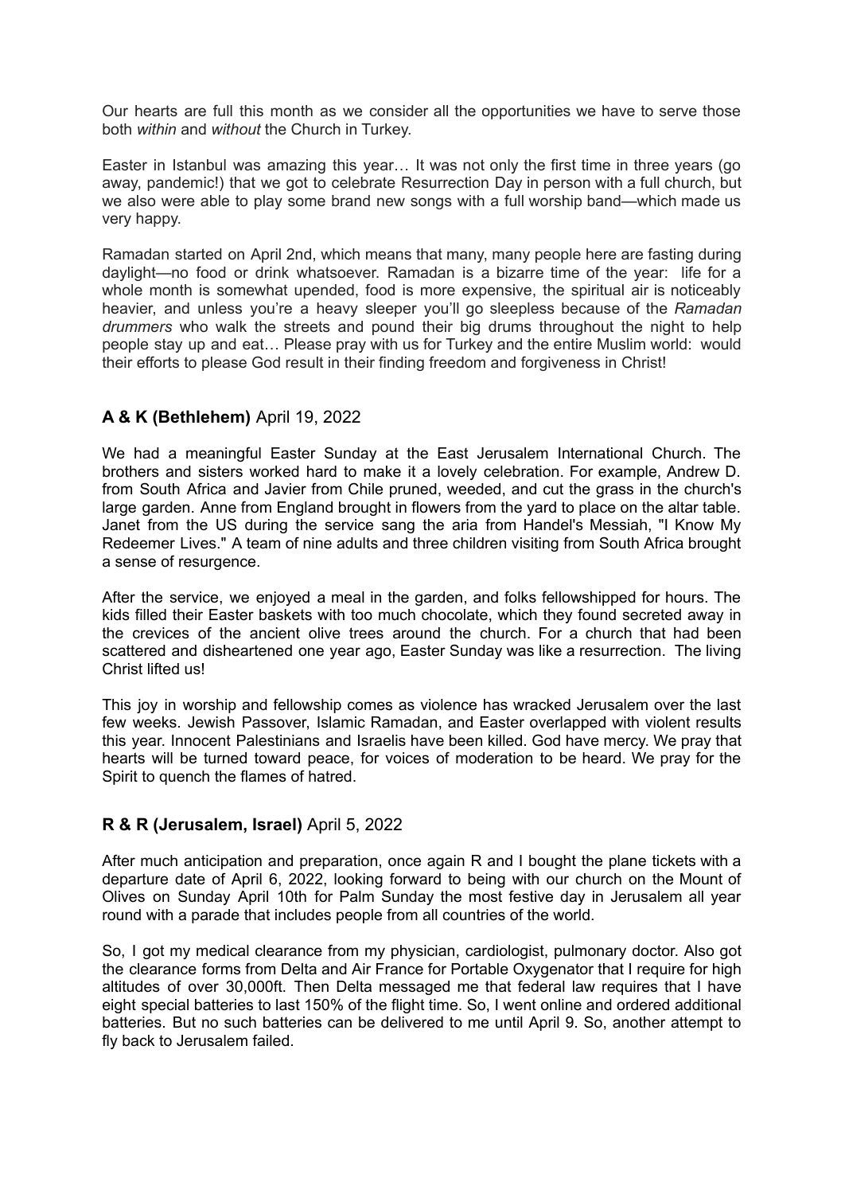Our hearts are full this month as we consider all the opportunities we have to serve those both *within* and *without* the Church in Turkey.

Easter in Istanbul was amazing this year… It was not only the first time in three years (go away, pandemic!) that we got to celebrate Resurrection Day in person with a full church, but we also were able to play some brand new songs with a full worship band—which made us very happy.

Ramadan started on April 2nd, which means that many, many people here are fasting during daylight—no food or drink whatsoever. Ramadan is a bizarre time of the year: life for a whole month is somewhat upended, food is more expensive, the spiritual air is noticeably heavier, and unless you're a heavy sleeper you'll go sleepless because of the *Ramadan drummers* who walk the streets and pound their big drums throughout the night to help people stay up and eat… Please pray with us for Turkey and the entire Muslim world: would their efforts to please God result in their finding freedom and forgiveness in Christ!

### **A & K (Bethlehem)** April 19, 2022

We had a meaningful Easter Sunday at the East Jerusalem International Church. The brothers and sisters worked hard to make it a lovely celebration. For example, Andrew D. from South Africa and Javier from Chile pruned, weeded, and cut the grass in the church's large garden. Anne from England brought in flowers from the yard to place on the altar table. Janet from the US during the service sang the aria from Handel's Messiah, "I Know My Redeemer Lives." A team of nine adults and three children visiting from South Africa brought a sense of resurgence.

After the service, we enjoyed a meal in the garden, and folks fellowshipped for hours. The kids filled their Easter baskets with too much chocolate, which they found secreted away in the crevices of the ancient olive trees around the church. For a church that had been scattered and disheartened one year ago, Easter Sunday was like a resurrection. The living Christ lifted us!

This joy in worship and fellowship comes as violence has wracked Jerusalem over the last few weeks. Jewish Passover, Islamic Ramadan, and Easter overlapped with violent results this year. Innocent Palestinians and Israelis have been killed. God have mercy. We pray that hearts will be turned toward peace, for voices of moderation to be heard. We pray for the Spirit to quench the flames of hatred.

### **R & R (Jerusalem, Israel)** April 5, 2022

After much anticipation and preparation, once again R and I bought the plane tickets with a departure date of April 6, 2022, looking forward to being with our church on the Mount of Olives on Sunday April 10th for Palm Sunday the most festive day in Jerusalem all year round with a parade that includes people from all countries of the world.

So, I got my medical clearance from my physician, cardiologist, pulmonary doctor. Also got the clearance forms from Delta and Air France for Portable Oxygenator that I require for high altitudes of over 30,000ft. Then Delta messaged me that federal law requires that I have eight special batteries to last 150% of the flight time. So, I went online and ordered additional batteries. But no such batteries can be delivered to me until April 9. So, another attempt to fly back to Jerusalem failed.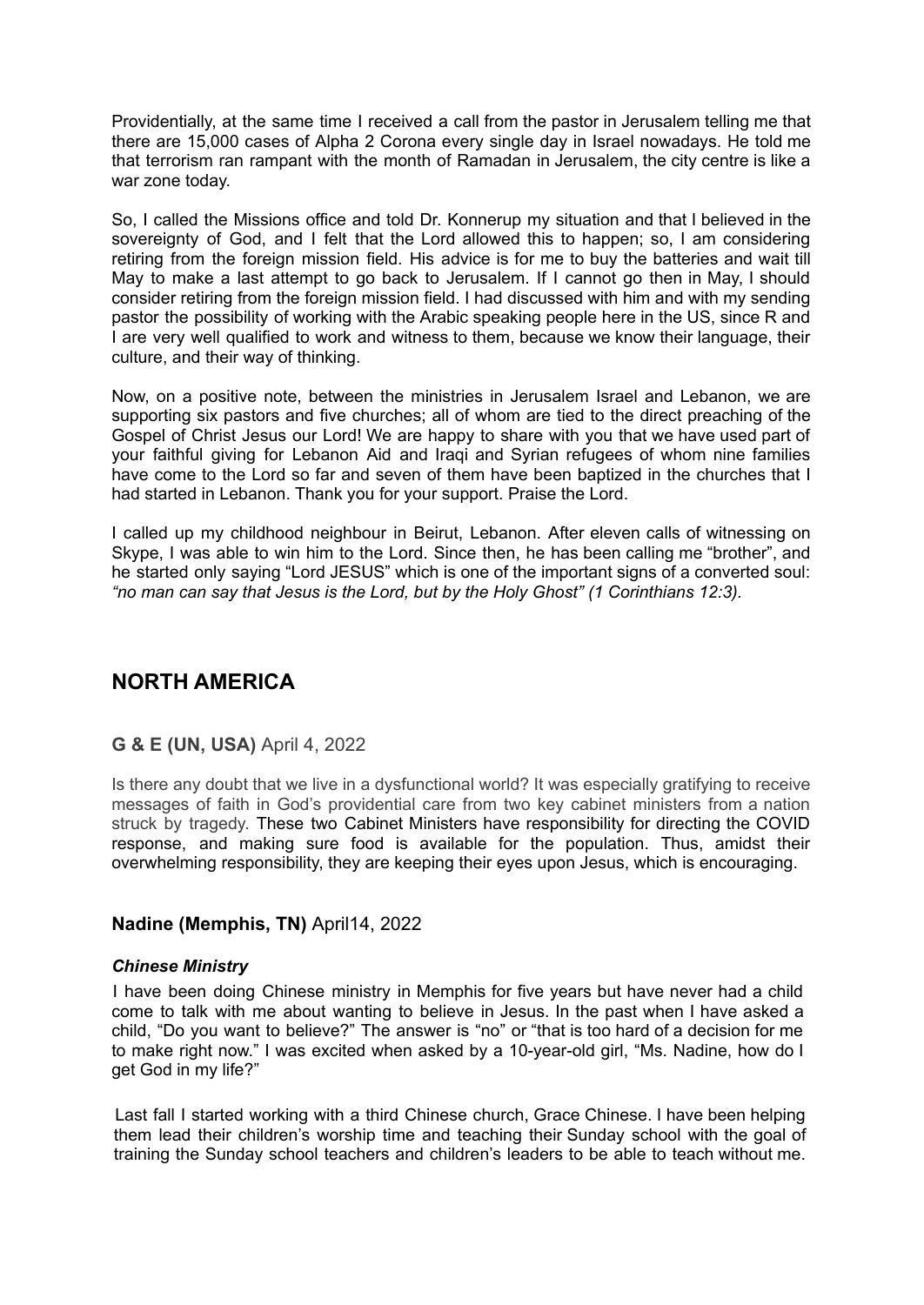Providentially, at the same time I received a call from the pastor in Jerusalem telling me that there are 15,000 cases of Alpha 2 Corona every single day in Israel nowadays. He told me that terrorism ran rampant with the month of Ramadan in Jerusalem, the city centre is like a war zone today.

So, I called the Missions office and told Dr. Konnerup my situation and that I believed in the sovereignty of God, and I felt that the Lord allowed this to happen; so, I am considering retiring from the foreign mission field. His advice is for me to buy the batteries and wait till May to make a last attempt to go back to Jerusalem. If I cannot go then in May, I should consider retiring from the foreign mission field. I had discussed with him and with my sending pastor the possibility of working with the Arabic speaking people here in the US, since R and I are very well qualified to work and witness to them, because we know their language, their culture, and their way of thinking.

Now, on a positive note, between the ministries in Jerusalem Israel and Lebanon, we are supporting six pastors and five churches; all of whom are tied to the direct preaching of the Gospel of Christ Jesus our Lord! We are happy to share with you that we have used part of your faithful giving for Lebanon Aid and Iraqi and Syrian refugees of whom nine families have come to the Lord so far and seven of them have been baptized in the churches that I had started in Lebanon. Thank you for your support. Praise the Lord.

I called up my childhood neighbour in Beirut, Lebanon. After eleven calls of witnessing on Skype, I was able to win him to the Lord. Since then, he has been calling me "brother", and he started only saying "Lord JESUS" which is one of the important signs of a converted soul: *"no man can say that Jesus is the Lord, but by the Holy Ghost" (1 Corinthians 12:3).*

## NORTH AMERICA

### **G & E (UN, USA)** April 4, 2022

Is there any doubt that we live in a dysfunctional world? It was especially gratifying to receive messages of faith in God's providential care from two key cabinet ministers from a nation struck by tragedy. These two Cabinet Ministers have responsibility for directing the COVID response, and making sure food is available for the population. Thus, amidst their overwhelming responsibility, they are keeping their eyes upon Jesus, which is encouraging.

### **Nadine (Memphis, TN)** April14, 2022

***Chinese Ministry***

I have been doing Chinese ministry in Memphis for five years but have never had a child come to talk with me about wanting to believe in Jesus. In the past when I have asked a child, "Do you want to believe?" The answer is "no" or "that is too hard of a decision for me to make right now." I was excited when asked by a 10-year-old girl, "Ms. Nadine, how do I get God in my life?"

Last fall I started working with a third Chinese church, Grace Chinese. I have been helping them lead their children's worship time and teaching their Sunday school with the goal of training the Sunday school teachers and children's leaders to be able to teach without me.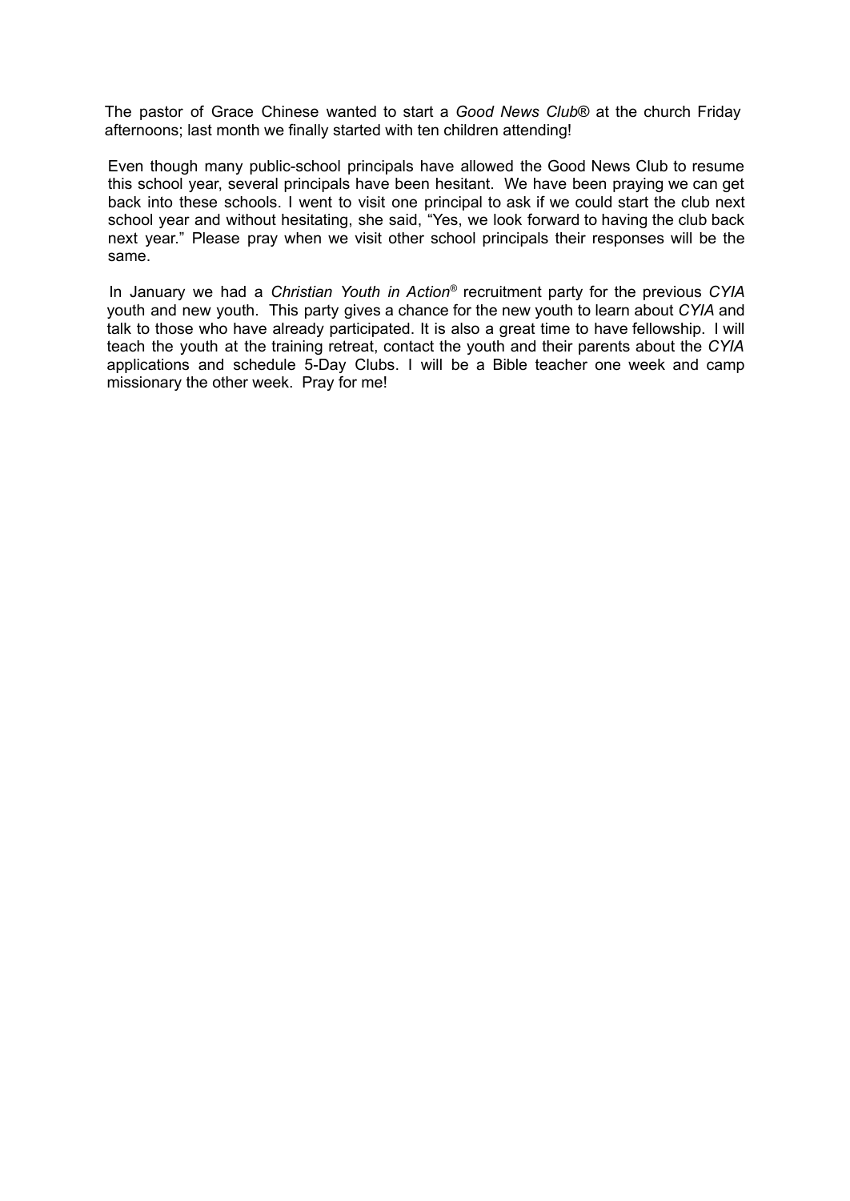The pastor of Grace Chinese wanted to start a *Good News Club*® at the church Friday afternoons; last month we finally started with ten children attending!

Even though many public-school principals have allowed the Good News Club to resume this school year, several principals have been hesitant. We have been praying we can get back into these schools. I went to visit one principal to ask if we could start the club next school year and without hesitating, she said, "Yes, we look forward to having the club back next year." Please pray when we visit other school principals their responses will be the same.

In January we had a *Christian Youth in Action*® recruitment party for the previous *CYIA* youth and new youth. This party gives a chance for the new youth to learn about *CYIA* and talk to those who have already participated. It is also a great time to have fellowship. I will teach the youth at the training retreat, contact the youth and their parents about the *CYIA* applications and schedule 5-Day Clubs. I will be a Bible teacher one week and camp missionary the other week. Pray for me!